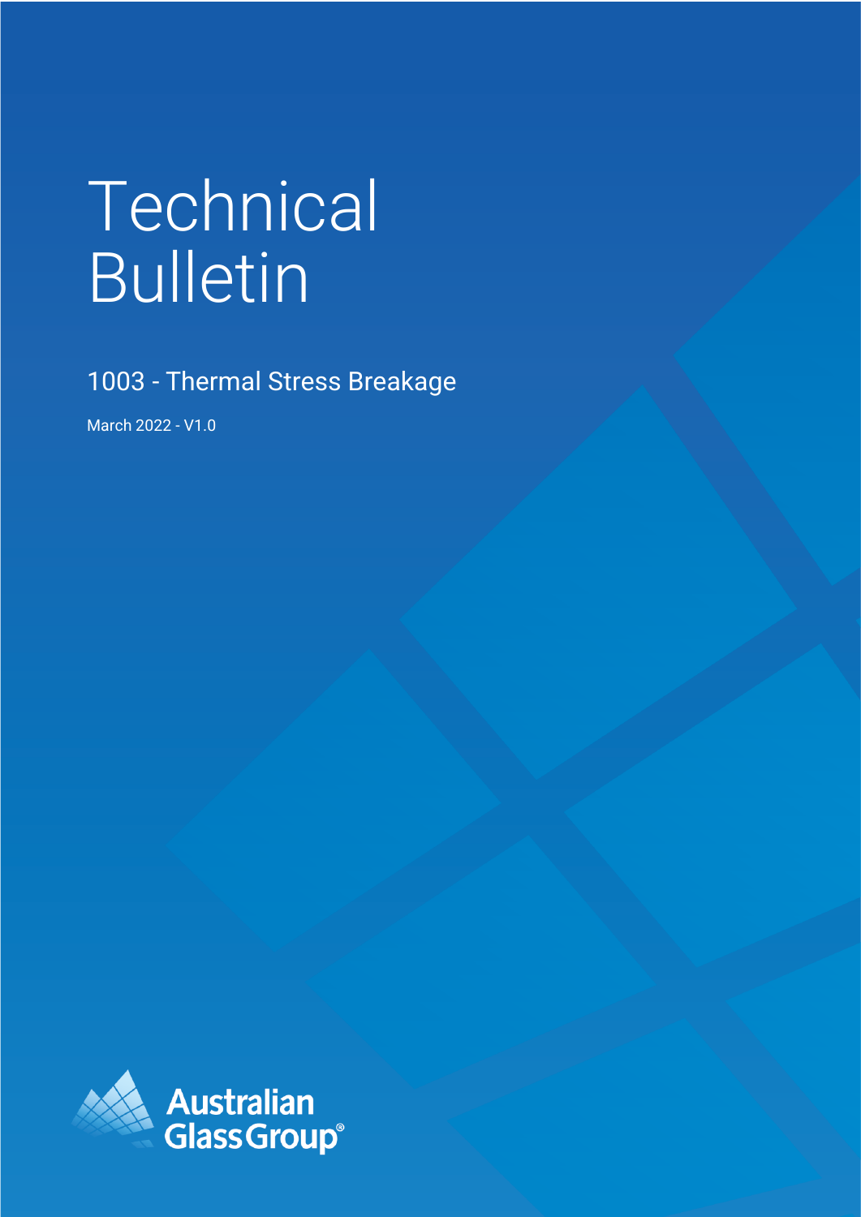# Technical Bulletin

## 1003 - Thermal Stress Breakage

March 2022 - V1.0

Australian Glass Group®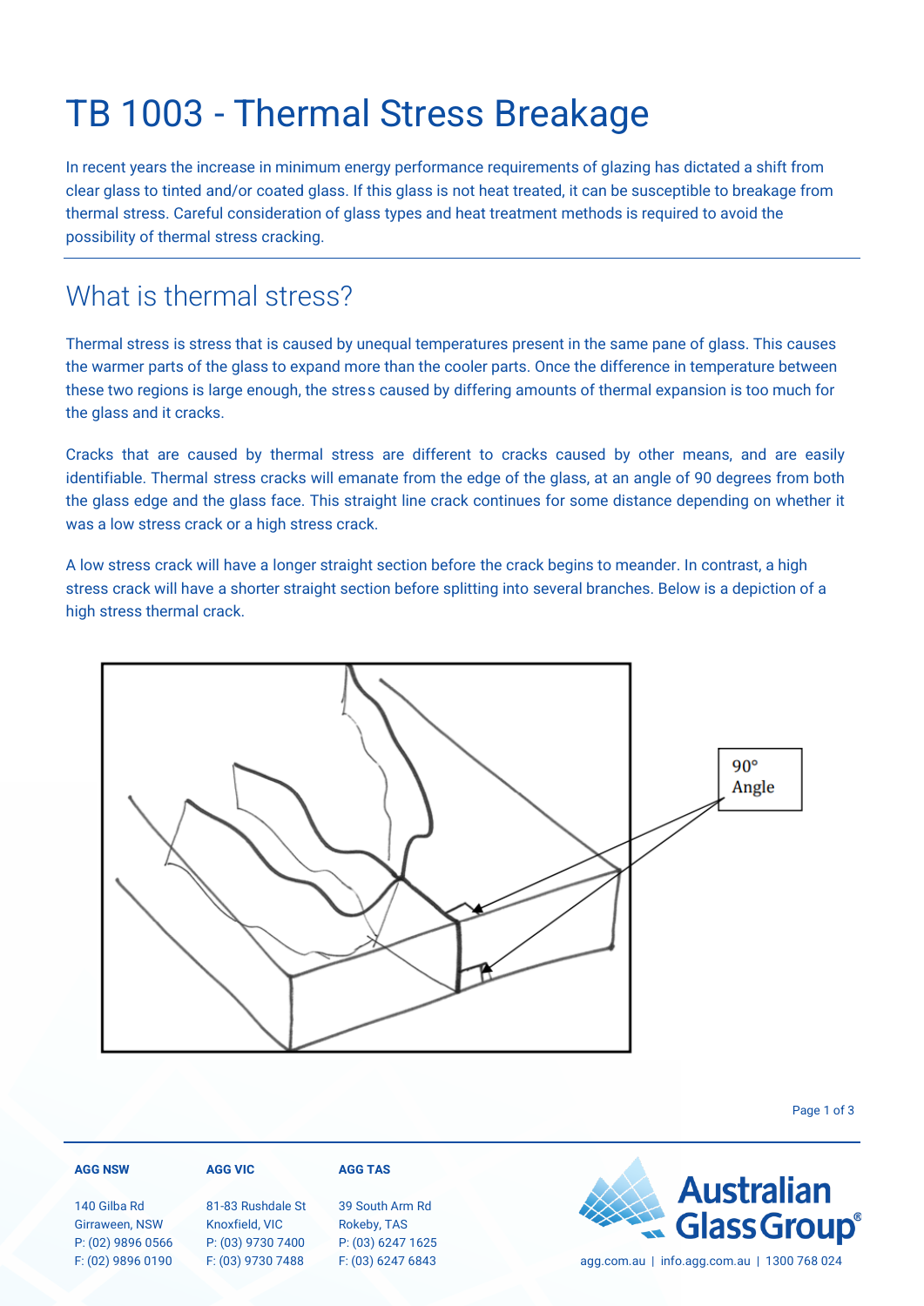# TB 1003 - Thermal Stress Breakage

In recent years the increase in minimum energy performance requirements of glazing has dictated a shift from clear glass to tinted and/or coated glass. If this glass is not heat treated, it can be susceptible to breakage from thermal stress. Careful consideration of glass types and heat treatment methods is required to avoid the possibility of thermal stress cracking.

## What is thermal stress?

Thermal stress is stress that is caused by unequal temperatures present in the same pane of glass. This causes the warmer parts of the glass to expand more than the cooler parts. Once the difference in temperature between these two regions is large enough, the stress caused by differing amounts of thermal expansion is too much for the glass and it cracks.

Cracks that are caused by thermal stress are different to cracks caused by other means, and are easily identifiable. Thermal stress cracks will emanate from the edge of the glass, at an angle of 90 degrees from both the glass edge and the glass face. This straight line crack continues for some distance depending on whether it was a low stress crack or a high stress crack.

A low stress crack will have a longer straight section before the crack begins to meander. In contrast, a high stress crack will have a shorter straight section before splitting into several branches. Below is a depiction of a high stress thermal crack.

90° Angle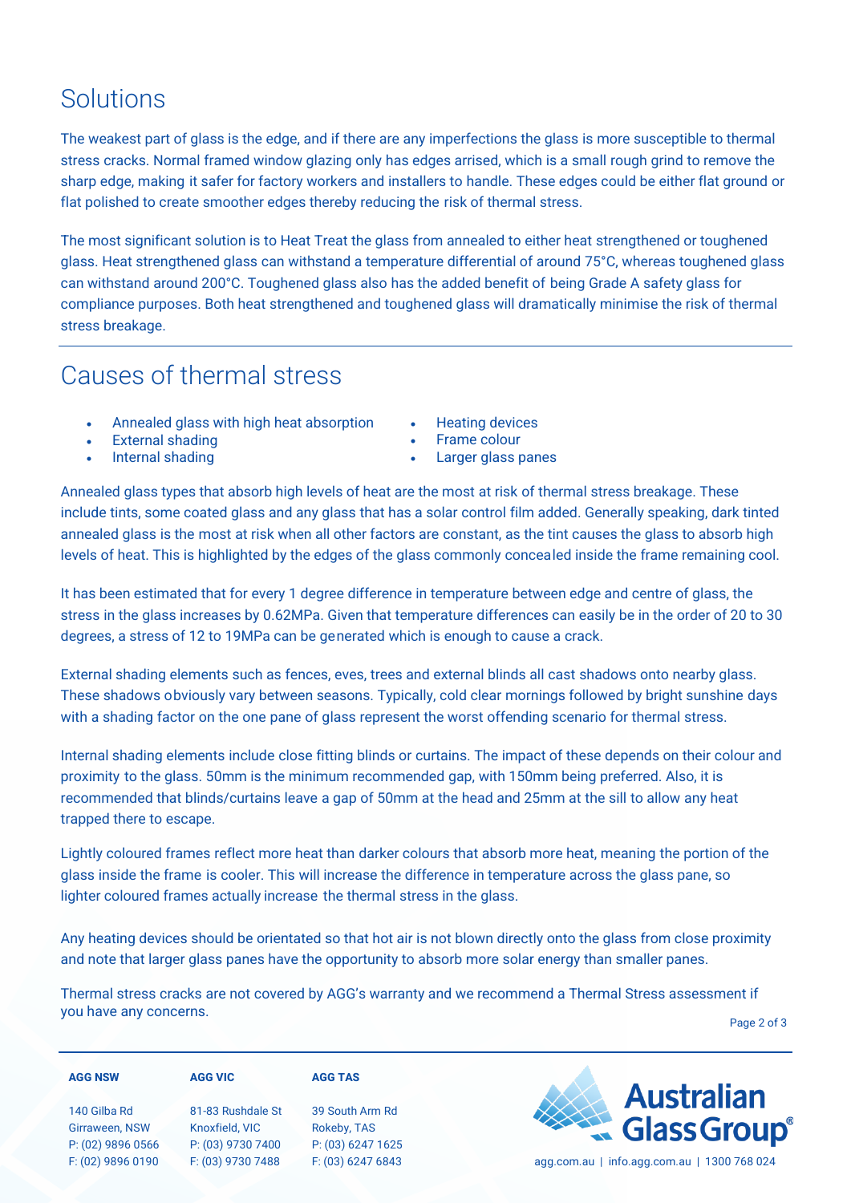## Solutions

The weakest part of glass is the edge, and if there are any imperfections the glass is more susceptible to thermal stress cracks. Normal framed window glazing only has edges arrised, which is a small rough grind to remove the sharp edge, making it safer for factory workers and installers to handle. These edges could be either flat ground or flat polished to create smoother edges thereby reducing the risk of thermal stress.

The most significant solution is to Heat Treat the glass from annealed to either heat strengthened or toughened glass. Heat strengthened glass can withstand a temperature differential of around 75°C, whereas toughened glass can withstand around 200°C. Toughened glass also has the added benefit of being Grade A safety glass for compliance purposes. Both heat strengthened and toughened glass will dramatically minimise the risk of thermal stress breakage.

## Causes of thermal stress

- Annealed glass with high heat absorption
- External shading
- Internal shading
- Heating devices
- Frame colour
- Larger glass panes

Annealed glass types that absorb high levels of heat are the most at risk of thermal stress breakage. These include tints, some coated glass and any glass that has a solar control film added. Generally speaking, dark tinted annealed glass is the most at risk when all other factors are constant, as the tint causes the glass to absorb high levels of heat. This is highlighted by the edges of the glass commonly concealed inside the frame remaining cool.

It has been estimated that for every 1 degree difference in temperature between edge and centre of glass, the stress in the glass increases by 0.62MPa. Given that temperature differences can easily be in the order of 20 to 30 degrees, a stress of 12 to 19MPa can be generated which is enough to cause a crack.

External shading elements such as fences, eves, trees and external blinds all cast shadows onto nearby glass. These shadows obviously vary between seasons. Typically, cold clear mornings followed by bright sunshine days with a shading factor on the one pane of glass represent the worst offending scenario for thermal stress.

Internal shading elements include close fitting blinds or curtains. The impact of these depends on their colour and proximity to the glass. 50mm is the minimum recommended gap, with 150mm being preferred. Also, it is recommended that blinds/curtains leave a gap of 50mm at the head and 25mm at the sill to allow any heat trapped there to escape.

Lightly coloured frames reflect more heat than darker colours that absorb more heat, meaning the portion of the glass inside the frame is cooler. This will increase the difference in temperature across the glass pane, so lighter coloured frames actually increase the thermal stress in the glass.

Any heating devices should be orientated so that hot air is not blown directly onto the glass from close proximity and note that larger glass panes have the opportunity to absorb more solar energy than smaller panes.

Thermal stress cracks are not covered by AGG's warranty and we recommend a Thermal Stress assessment if you have any concerns.

**AGG NSW**
140 Gilba Rd
Girraween, NSW
P: (02) 9896 0566
F: (02) 9896 0190

**AGG VIC**
81-83 Rushdale St
Knoxfield, VIC
P: (03) 9730 7400
F: (03) 9730 7488

**AGG TAS**
39 South Arm Rd
Rokeby, TAS
P: (03) 6247 1625
F: (03) 6247 6843

Australian Glass Group®

agg.com.au | info.agg.com.au | 1300 768 024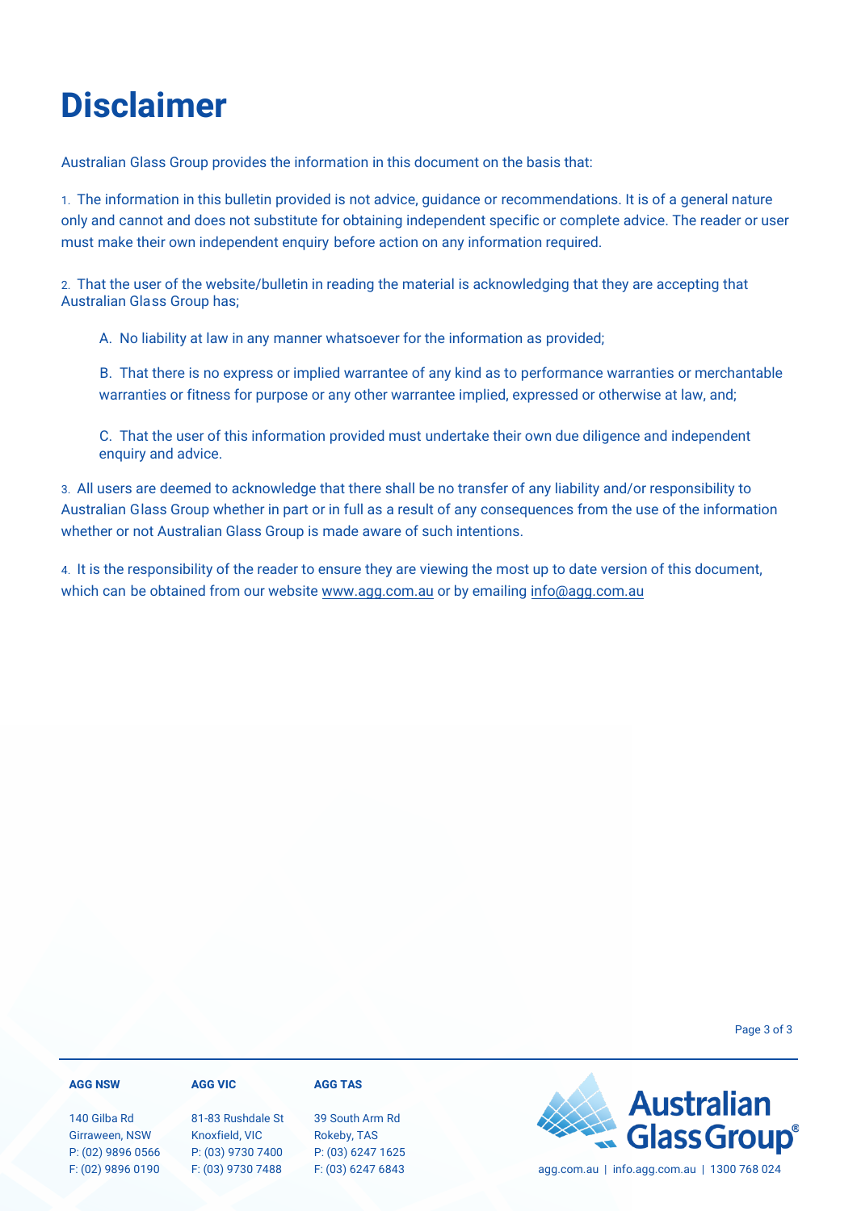# Disclaimer

Australian Glass Group provides the information in this document on the basis that:

1. The information in this bulletin provided is not advice, guidance or recommendations. It is of a general nature only and cannot and does not substitute for obtaining independent specific or complete advice. The reader or user must make their own independent enquiry before action on any information required.

2. That the user of the website/bulletin in reading the material is acknowledging that they are accepting that Australian Glass Group has;

   A. No liability at law in any manner whatsoever for the information as provided;

   B. That there is no express or implied warrantee of any kind as to performance warranties or merchantable warranties or fitness for purpose or any other warrantee implied, expressed or otherwise at law, and;

   C. That the user of this information provided must undertake their own due diligence and independent enquiry and advice.

3. All users are deemed to acknowledge that there shall be no transfer of any liability and/or responsibility to Australian Glass Group whether in part or in full as a result of any consequences from the use of the information whether or not Australian Glass Group is made aware of such intentions.

4. It is the responsibility of the reader to ensure they are viewing the most up to date version of this document, which can be obtained from our website www.agg.com.au or by emailing info@agg.com.au

**AGG NSW**
140 Gilba Rd
Girraween, NSW
P: (02) 9896 0566
F: (02) 9896 0190

**AGG VIC**
81-83 Rushdale St
Knoxfield, VIC
P: (03) 9730 7400
F: (03) 9730 7488

**AGG TAS**
39 South Arm Rd
Rokeby, TAS
P: (03) 6247 1625
F: (03) 6247 6843

Australian Glass Group®

agg.com.au | info.agg.com.au | 1300 768 024